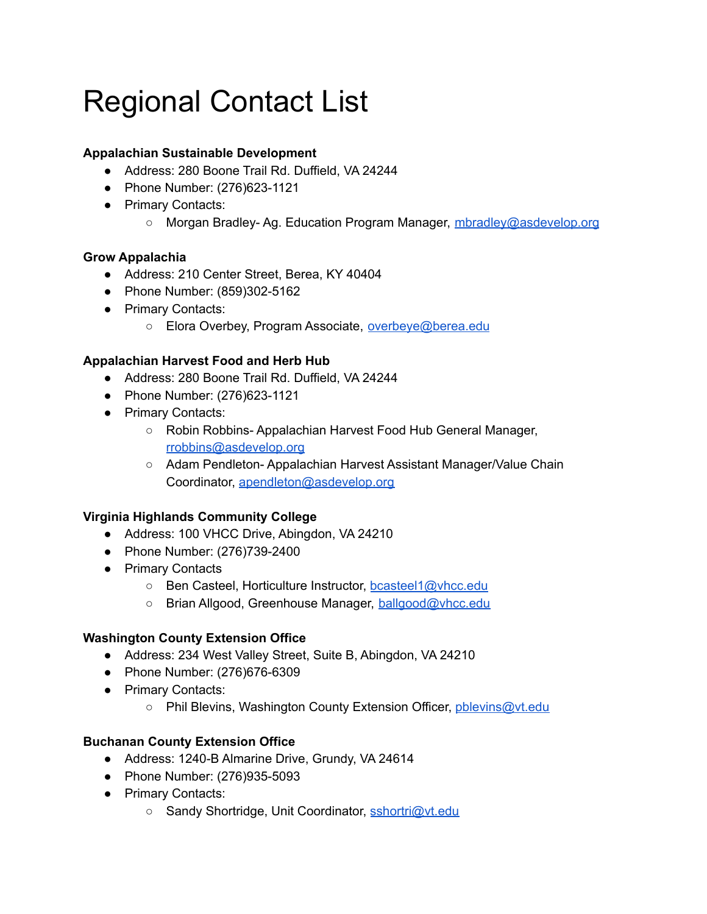# Regional Contact List

**Appalachian Sustainable Development**

- Address: 280 Boone Trail Rd. Duffield, VA 24244
- Phone Number: (276)623-1121
- Primary Contacts:
  - Morgan Bradley- Ag. Education Program Manager, mbradley@asdevelop.org

**Grow Appalachia**

- Address: 210 Center Street, Berea, KY 40404
- Phone Number: (859)302-5162
- Primary Contacts:
  - Elora Overbey, Program Associate, overbeye@berea.edu

**Appalachian Harvest Food and Herb Hub**

- Address: 280 Boone Trail Rd. Duffield, VA 24244
- Phone Number: (276)623-1121
- Primary Contacts:
  - Robin Robbins- Appalachian Harvest Food Hub General Manager, rrobbins@asdevelop.org
  - Adam Pendleton- Appalachian Harvest Assistant Manager/Value Chain Coordinator, apendleton@asdevelop.org

**Virginia Highlands Community College**

- Address: 100 VHCC Drive, Abingdon, VA 24210
- Phone Number: (276)739-2400
- Primary Contacts
  - Ben Casteel, Horticulture Instructor, bcasteel1@vhcc.edu
  - Brian Allgood, Greenhouse Manager, ballgood@vhcc.edu

**Washington County Extension Office**

- Address: 234 West Valley Street, Suite B, Abingdon, VA 24210
- Phone Number: (276)676-6309
- Primary Contacts:
  - Phil Blevins, Washington County Extension Officer, pblevins@vt.edu

**Buchanan County Extension Office**

- Address: 1240-B Almarine Drive, Grundy, VA 24614
- Phone Number: (276)935-5093
- Primary Contacts:
  - Sandy Shortridge, Unit Coordinator, sshortri@vt.edu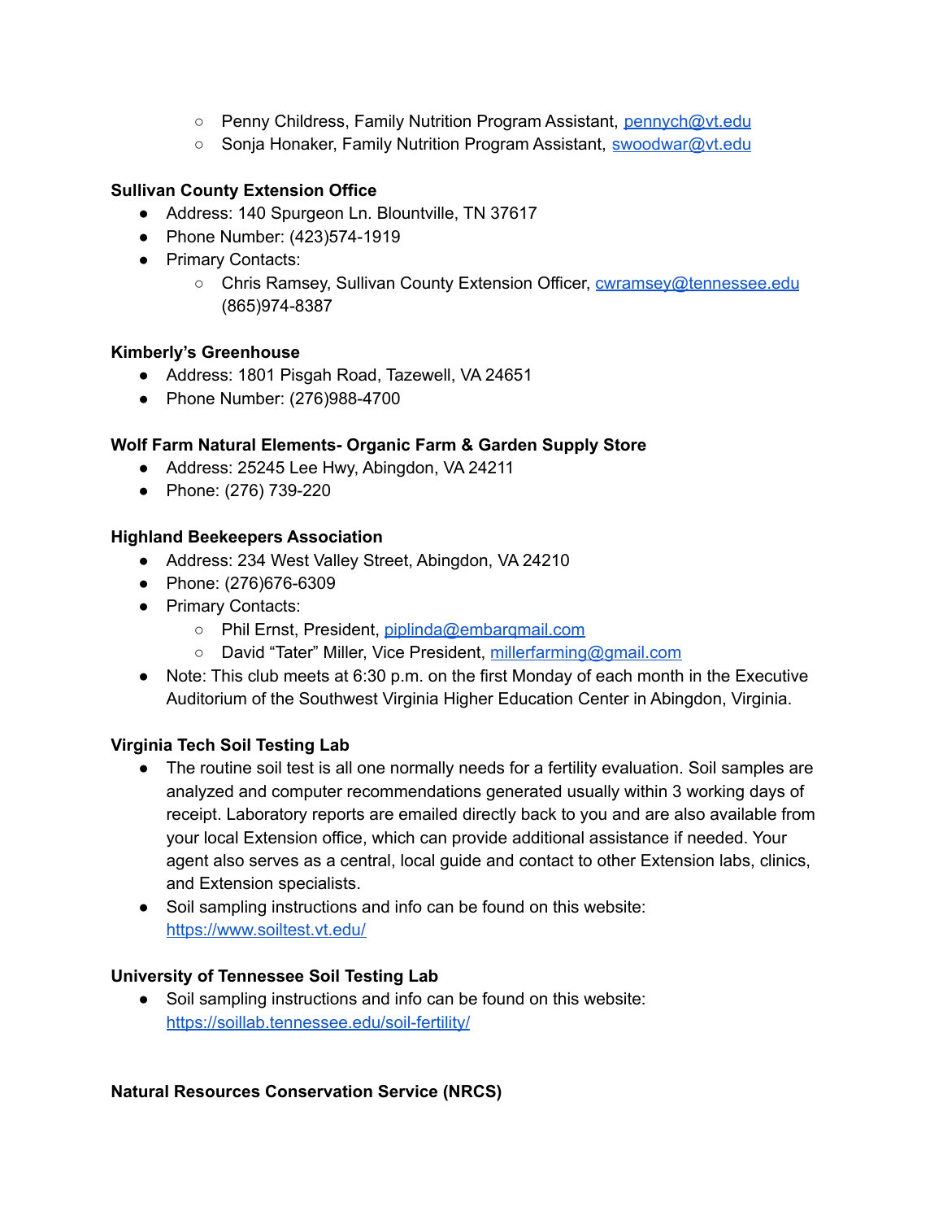- Penny Childress, Family Nutrition Program Assistant, [pennych@vt.edu](mailto:pennych@vt.edu)
  - Sonja Honaker, Family Nutrition Program Assistant, [swoodwar@vt.edu](mailto:swoodwar@vt.edu)

**Sullivan County Extension Office**

- Address: 140 Spurgeon Ln. Blountville, TN 37617
- Phone Number: (423)574-1919
- Primary Contacts:
  - Chris Ramsey, Sullivan County Extension Officer, [cwramsey@tennessee.edu](mailto:cwramsey@tennessee.edu) (865)974-8387

**Kimberly's Greenhouse**

- Address: 1801 Pisgah Road, Tazewell, VA 24651
- Phone Number: (276)988-4700

**Wolf Farm Natural Elements- Organic Farm & Garden Supply Store**

- Address: 25245 Lee Hwy, Abingdon, VA 24211
- Phone: (276) 739-220

**Highland Beekeepers Association**

- Address: 234 West Valley Street, Abingdon, VA 24210
- Phone: (276)676-6309
- Primary Contacts:
  - Phil Ernst, President, [piplinda@embarqmail.com](mailto:piplinda@embarqmail.com)
  - David "Tater" Miller, Vice President, [millerfarming@gmail.com](mailto:millerfarming@gmail.com)
- Note: This club meets at 6:30 p.m. on the first Monday of each month in the Executive Auditorium of the Southwest Virginia Higher Education Center in Abingdon, Virginia.

**Virginia Tech Soil Testing Lab**

- The routine soil test is all one normally needs for a fertility evaluation. Soil samples are analyzed and computer recommendations generated usually within 3 working days of receipt. Laboratory reports are emailed directly back to you and are also available from your local Extension office, which can provide additional assistance if needed. Your agent also serves as a central, local guide and contact to other Extension labs, clinics, and Extension specialists.
- Soil sampling instructions and info can be found on this website: [https://www.soiltest.vt.edu/](https://www.soiltest.vt.edu/)

**University of Tennessee Soil Testing Lab**

- Soil sampling instructions and info can be found on this website: [https://soillab.tennessee.edu/soil-fertility/](https://soillab.tennessee.edu/soil-fertility/)

**Natural Resources Conservation Service (NRCS)**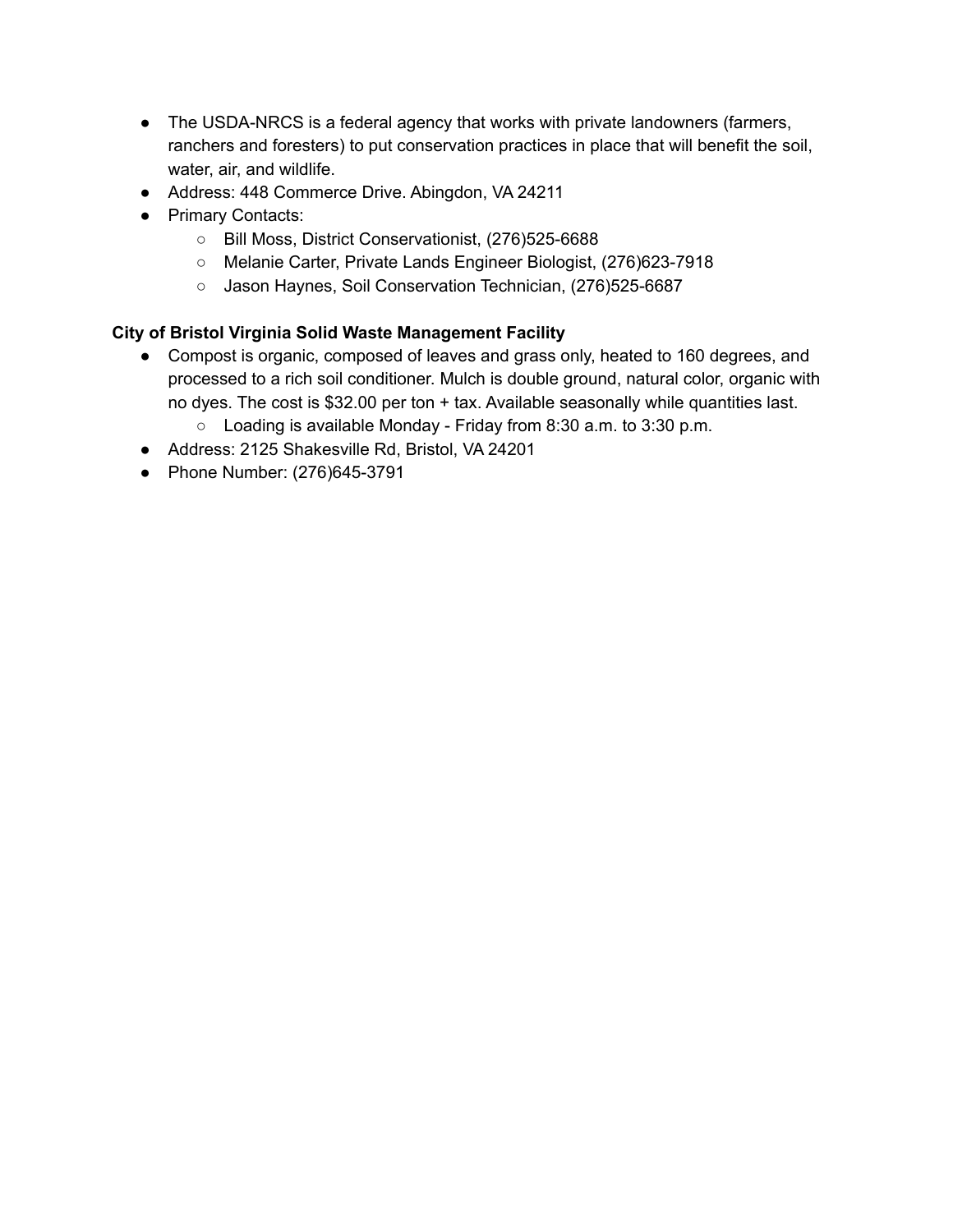- The USDA-NRCS is a federal agency that works with private landowners (farmers, ranchers and foresters) to put conservation practices in place that will benefit the soil, water, air, and wildlife.
- Address: 448 Commerce Drive. Abingdon, VA 24211
- Primary Contacts:
  - Bill Moss, District Conservationist, (276)525-6688
  - Melanie Carter, Private Lands Engineer Biologist, (276)623-7918
  - Jason Haynes, Soil Conservation Technician, (276)525-6687

**City of Bristol Virginia Solid Waste Management Facility**

- Compost is organic, composed of leaves and grass only, heated to 160 degrees, and processed to a rich soil conditioner. Mulch is double ground, natural color, organic with no dyes. The cost is $32.00 per ton + tax. Available seasonally while quantities last.
  - Loading is available Monday - Friday from 8:30 a.m. to 3:30 p.m.
- Address: 2125 Shakesville Rd, Bristol, VA 24201
- Phone Number: (276)645-3791